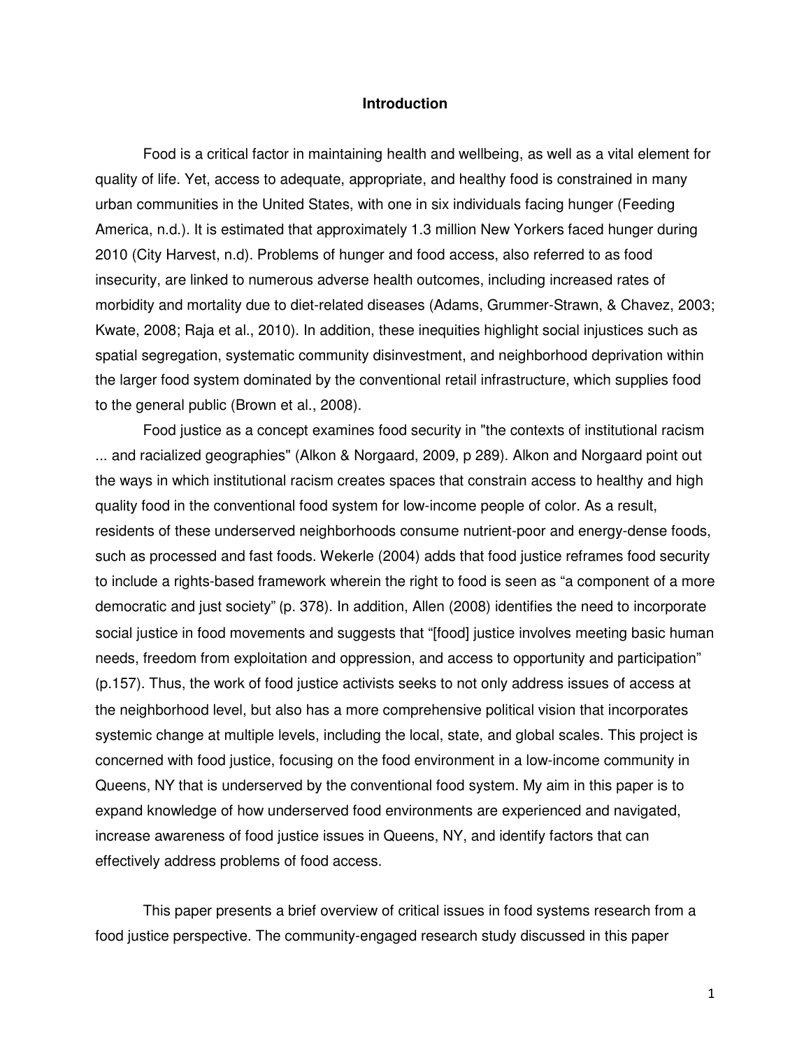## Introduction

Food is a critical factor in maintaining health and wellbeing, as well as a vital element for quality of life. Yet, access to adequate, appropriate, and healthy food is constrained in many urban communities in the United States, with one in six individuals facing hunger (Feeding America, n.d.). It is estimated that approximately 1.3 million New Yorkers faced hunger during 2010 (City Harvest, n.d). Problems of hunger and food access, also referred to as food insecurity, are linked to numerous adverse health outcomes, including increased rates of morbidity and mortality due to diet-related diseases (Adams, Grummer-Strawn, & Chavez, 2003; Kwate, 2008; Raja et al., 2010). In addition, these inequities highlight social injustices such as spatial segregation, systematic community disinvestment, and neighborhood deprivation within the larger food system dominated by the conventional retail infrastructure, which supplies food to the general public (Brown et al., 2008).

Food justice as a concept examines food security in "the contexts of institutional racism ... and racialized geographies" (Alkon & Norgaard, 2009, p 289). Alkon and Norgaard point out the ways in which institutional racism creates spaces that constrain access to healthy and high quality food in the conventional food system for low-income people of color. As a result, residents of these underserved neighborhoods consume nutrient-poor and energy-dense foods, such as processed and fast foods. Wekerle (2004) adds that food justice reframes food security to include a rights-based framework wherein the right to food is seen as "a component of a more democratic and just society" (p. 378). In addition, Allen (2008) identifies the need to incorporate social justice in food movements and suggests that "[food] justice involves meeting basic human needs, freedom from exploitation and oppression, and access to opportunity and participation" (p.157). Thus, the work of food justice activists seeks to not only address issues of access at the neighborhood level, but also has a more comprehensive political vision that incorporates systemic change at multiple levels, including the local, state, and global scales. This project is concerned with food justice, focusing on the food environment in a low-income community in Queens, NY that is underserved by the conventional food system. My aim in this paper is to expand knowledge of how underserved food environments are experienced and navigated, increase awareness of food justice issues in Queens, NY, and identify factors that can effectively address problems of food access.

This paper presents a brief overview of critical issues in food systems research from a food justice perspective. The community-engaged research study discussed in this paper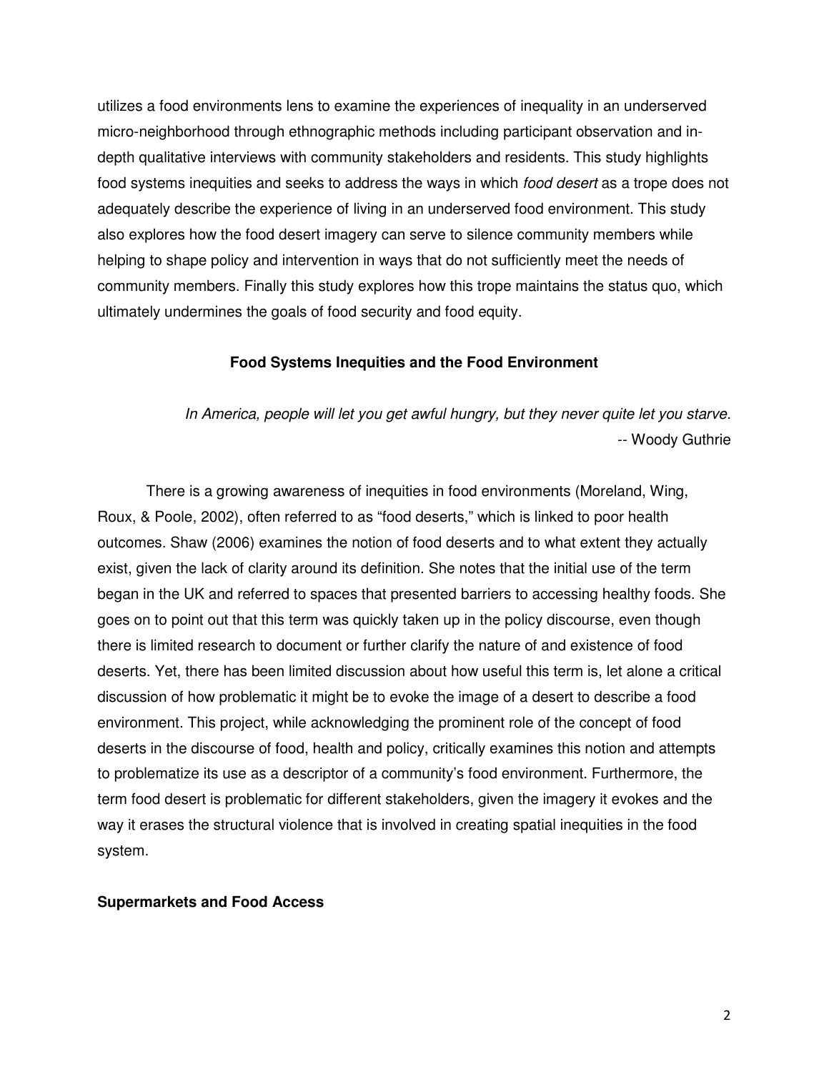utilizes a food environments lens to examine the experiences of inequality in an underserved micro-neighborhood through ethnographic methods including participant observation and in-depth qualitative interviews with community stakeholders and residents. This study highlights food systems inequities and seeks to address the ways in which *food desert* as a trope does not adequately describe the experience of living in an underserved food environment. This study also explores how the food desert imagery can serve to silence community members while helping to shape policy and intervention in ways that do not sufficiently meet the needs of community members. Finally this study explores how this trope maintains the status quo, which ultimately undermines the goals of food security and food equity.

### Food Systems Inequities and the Food Environment

> *In America, people will let you get awful hungry, but they never quite let you starve.*
> -- Woody Guthrie

There is a growing awareness of inequities in food environments (Moreland, Wing, Roux, & Poole, 2002), often referred to as "food deserts," which is linked to poor health outcomes. Shaw (2006) examines the notion of food deserts and to what extent they actually exist, given the lack of clarity around its definition. She notes that the initial use of the term began in the UK and referred to spaces that presented barriers to accessing healthy foods. She goes on to point out that this term was quickly taken up in the policy discourse, even though there is limited research to document or further clarify the nature of and existence of food deserts. Yet, there has been limited discussion about how useful this term is, let alone a critical discussion of how problematic it might be to evoke the image of a desert to describe a food environment. This project, while acknowledging the prominent role of the concept of food deserts in the discourse of food, health and policy, critically examines this notion and attempts to problematize its use as a descriptor of a community's food environment. Furthermore, the term food desert is problematic for different stakeholders, given the imagery it evokes and the way it erases the structural violence that is involved in creating spatial inequities in the food system.

### Supermarkets and Food Access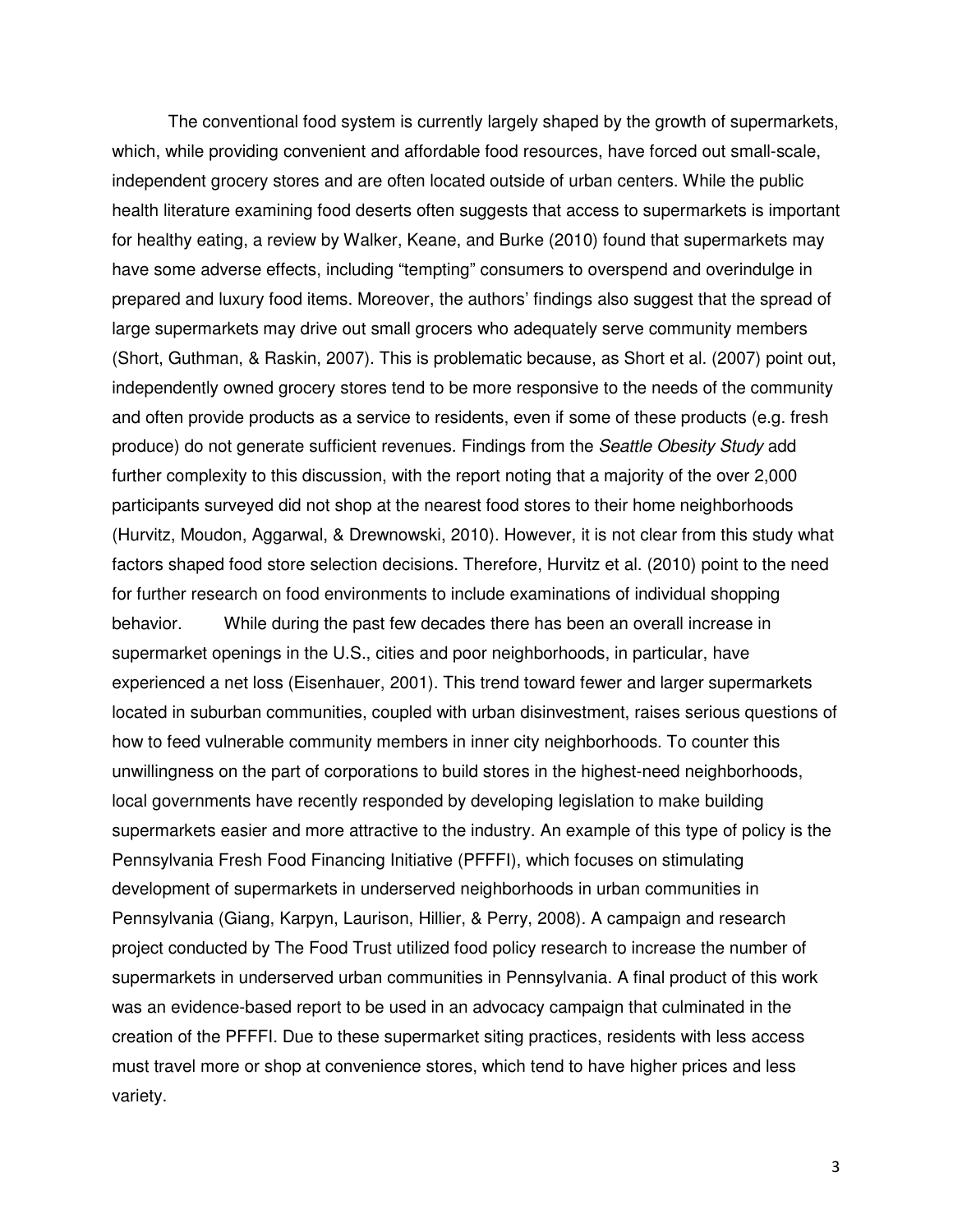The conventional food system is currently largely shaped by the growth of supermarkets, which, while providing convenient and affordable food resources, have forced out small-scale, independent grocery stores and are often located outside of urban centers. While the public health literature examining food deserts often suggests that access to supermarkets is important for healthy eating, a review by Walker, Keane, and Burke (2010) found that supermarkets may have some adverse effects, including "tempting" consumers to overspend and overindulge in prepared and luxury food items. Moreover, the authors' findings also suggest that the spread of large supermarkets may drive out small grocers who adequately serve community members (Short, Guthman, & Raskin, 2007). This is problematic because, as Short et al. (2007) point out, independently owned grocery stores tend to be more responsive to the needs of the community and often provide products as a service to residents, even if some of these products (e.g. fresh produce) do not generate sufficient revenues. Findings from the *Seattle Obesity Study* add further complexity to this discussion, with the report noting that a majority of the over 2,000 participants surveyed did not shop at the nearest food stores to their home neighborhoods (Hurvitz, Moudon, Aggarwal, & Drewnowski, 2010). However, it is not clear from this study what factors shaped food store selection decisions. Therefore, Hurvitz et al. (2010) point to the need for further research on food environments to include examinations of individual shopping behavior.

While during the past few decades there has been an overall increase in supermarket openings in the U.S., cities and poor neighborhoods, in particular, have experienced a net loss (Eisenhauer, 2001). This trend toward fewer and larger supermarkets located in suburban communities, coupled with urban disinvestment, raises serious questions of how to feed vulnerable community members in inner city neighborhoods. To counter this unwillingness on the part of corporations to build stores in the highest-need neighborhoods, local governments have recently responded by developing legislation to make building supermarkets easier and more attractive to the industry. An example of this type of policy is the Pennsylvania Fresh Food Financing Initiative (PFFFI), which focuses on stimulating development of supermarkets in underserved neighborhoods in urban communities in Pennsylvania (Giang, Karpyn, Laurison, Hillier, & Perry, 2008). A campaign and research project conducted by The Food Trust utilized food policy research to increase the number of supermarkets in underserved urban communities in Pennsylvania. A final product of this work was an evidence-based report to be used in an advocacy campaign that culminated in the creation of the PFFFI. Due to these supermarket siting practices, residents with less access must travel more or shop at convenience stores, which tend to have higher prices and less variety.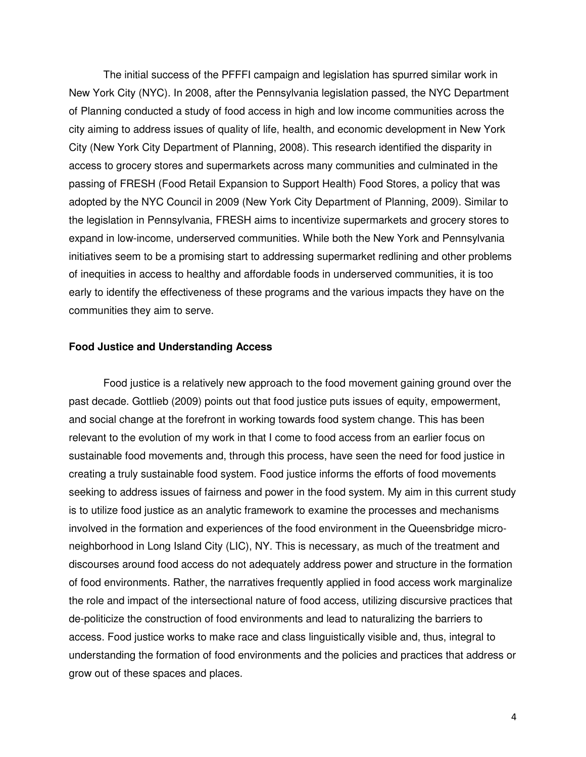The initial success of the PFFFI campaign and legislation has spurred similar work in New York City (NYC). In 2008, after the Pennsylvania legislation passed, the NYC Department of Planning conducted a study of food access in high and low income communities across the city aiming to address issues of quality of life, health, and economic development in New York City (New York City Department of Planning, 2008). This research identified the disparity in access to grocery stores and supermarkets across many communities and culminated in the passing of FRESH (Food Retail Expansion to Support Health) Food Stores, a policy that was adopted by the NYC Council in 2009 (New York City Department of Planning, 2009). Similar to the legislation in Pennsylvania, FRESH aims to incentivize supermarkets and grocery stores to expand in low-income, underserved communities. While both the New York and Pennsylvania initiatives seem to be a promising start to addressing supermarket redlining and other problems of inequities in access to healthy and affordable foods in underserved communities, it is too early to identify the effectiveness of these programs and the various impacts they have on the communities they aim to serve.

**Food Justice and Understanding Access**

Food justice is a relatively new approach to the food movement gaining ground over the past decade. Gottlieb (2009) points out that food justice puts issues of equity, empowerment, and social change at the forefront in working towards food system change. This has been relevant to the evolution of my work in that I come to food access from an earlier focus on sustainable food movements and, through this process, have seen the need for food justice in creating a truly sustainable food system. Food justice informs the efforts of food movements seeking to address issues of fairness and power in the food system. My aim in this current study is to utilize food justice as an analytic framework to examine the processes and mechanisms involved in the formation and experiences of the food environment in the Queensbridge micro-neighborhood in Long Island City (LIC), NY. This is necessary, as much of the treatment and discourses around food access do not adequately address power and structure in the formation of food environments. Rather, the narratives frequently applied in food access work marginalize the role and impact of the intersectional nature of food access, utilizing discursive practices that de-politicize the construction of food environments and lead to naturalizing the barriers to access. Food justice works to make race and class linguistically visible and, thus, integral to understanding the formation of food environments and the policies and practices that address or grow out of these spaces and places.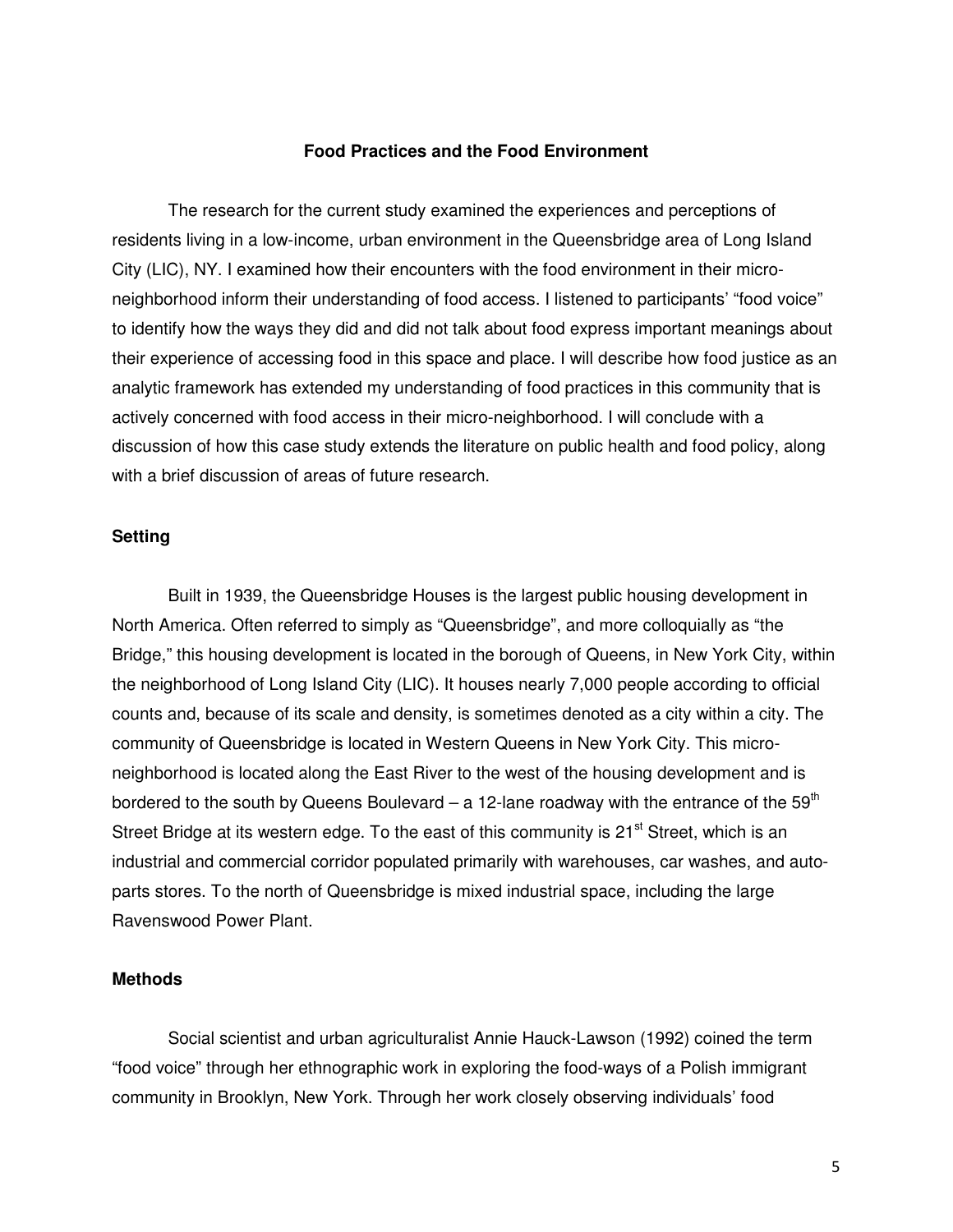## Food Practices and the Food Environment

The research for the current study examined the experiences and perceptions of residents living in a low-income, urban environment in the Queensbridge area of Long Island City (LIC), NY. I examined how their encounters with the food environment in their micro-neighborhood inform their understanding of food access. I listened to participants' "food voice" to identify how the ways they did and did not talk about food express important meanings about their experience of accessing food in this space and place. I will describe how food justice as an analytic framework has extended my understanding of food practices in this community that is actively concerned with food access in their micro-neighborhood. I will conclude with a discussion of how this case study extends the literature on public health and food policy, along with a brief discussion of areas of future research.

### Setting

Built in 1939, the Queensbridge Houses is the largest public housing development in North America. Often referred to simply as "Queensbridge", and more colloquially as "the Bridge," this housing development is located in the borough of Queens, in New York City, within the neighborhood of Long Island City (LIC). It houses nearly 7,000 people according to official counts and, because of its scale and density, is sometimes denoted as a city within a city. The community of Queensbridge is located in Western Queens in New York City. This micro-neighborhood is located along the East River to the west of the housing development and is bordered to the south by Queens Boulevard – a 12-lane roadway with the entrance of the 59th Street Bridge at its western edge. To the east of this community is 21st Street, which is an industrial and commercial corridor populated primarily with warehouses, car washes, and auto-parts stores. To the north of Queensbridge is mixed industrial space, including the large Ravenswood Power Plant.

### Methods

Social scientist and urban agriculturalist Annie Hauck-Lawson (1992) coined the term "food voice" through her ethnographic work in exploring the food-ways of a Polish immigrant community in Brooklyn, New York. Through her work closely observing individuals' food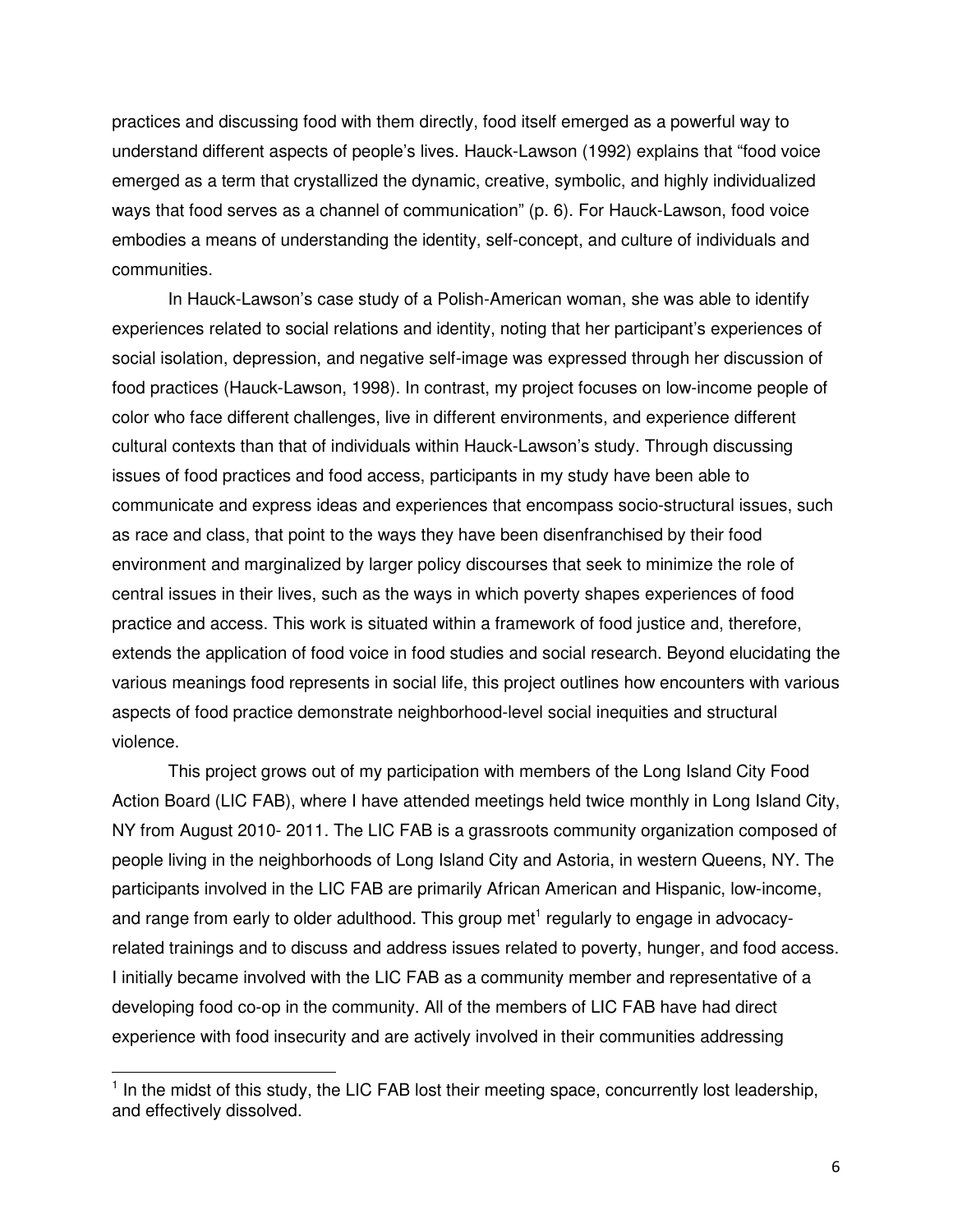practices and discussing food with them directly, food itself emerged as a powerful way to understand different aspects of people's lives. Hauck-Lawson (1992) explains that "food voice emerged as a term that crystallized the dynamic, creative, symbolic, and highly individualized ways that food serves as a channel of communication" (p. 6). For Hauck-Lawson, food voice embodies a means of understanding the identity, self-concept, and culture of individuals and communities.

In Hauck-Lawson's case study of a Polish-American woman, she was able to identify experiences related to social relations and identity, noting that her participant's experiences of social isolation, depression, and negative self-image was expressed through her discussion of food practices (Hauck-Lawson, 1998). In contrast, my project focuses on low-income people of color who face different challenges, live in different environments, and experience different cultural contexts than that of individuals within Hauck-Lawson's study. Through discussing issues of food practices and food access, participants in my study have been able to communicate and express ideas and experiences that encompass socio-structural issues, such as race and class, that point to the ways they have been disenfranchised by their food environment and marginalized by larger policy discourses that seek to minimize the role of central issues in their lives, such as the ways in which poverty shapes experiences of food practice and access. This work is situated within a framework of food justice and, therefore, extends the application of food voice in food studies and social research. Beyond elucidating the various meanings food represents in social life, this project outlines how encounters with various aspects of food practice demonstrate neighborhood-level social inequities and structural violence.

This project grows out of my participation with members of the Long Island City Food Action Board (LIC FAB), where I have attended meetings held twice monthly in Long Island City, NY from August 2010- 2011. The LIC FAB is a grassroots community organization composed of people living in the neighborhoods of Long Island City and Astoria, in western Queens, NY. The participants involved in the LIC FAB are primarily African American and Hispanic, low-income, and range from early to older adulthood. This group met[1] regularly to engage in advocacy-related trainings and to discuss and address issues related to poverty, hunger, and food access. I initially became involved with the LIC FAB as a community member and representative of a developing food co-op in the community. All of the members of LIC FAB have had direct experience with food insecurity and are actively involved in their communities addressing

[1] In the midst of this study, the LIC FAB lost their meeting space, concurrently lost leadership, and effectively dissolved.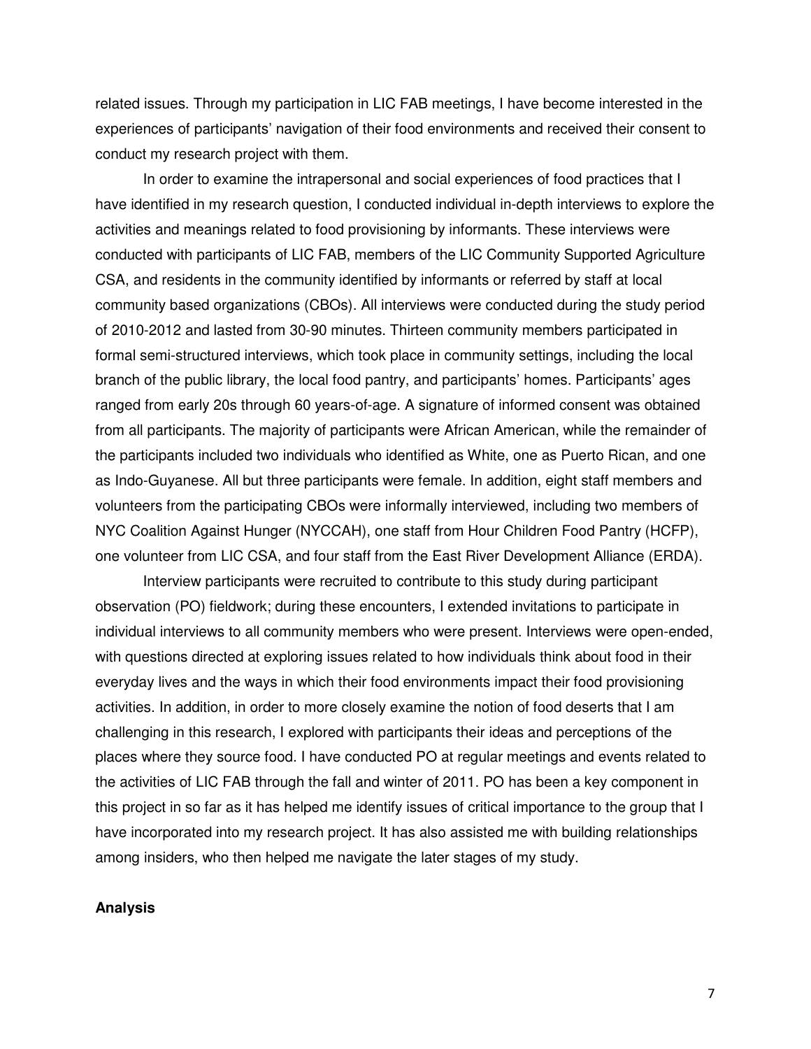related issues. Through my participation in LIC FAB meetings, I have become interested in the experiences of participants' navigation of their food environments and received their consent to conduct my research project with them.

In order to examine the intrapersonal and social experiences of food practices that I have identified in my research question, I conducted individual in-depth interviews to explore the activities and meanings related to food provisioning by informants. These interviews were conducted with participants of LIC FAB, members of the LIC Community Supported Agriculture CSA, and residents in the community identified by informants or referred by staff at local community based organizations (CBOs). All interviews were conducted during the study period of 2010-2012 and lasted from 30-90 minutes. Thirteen community members participated in formal semi-structured interviews, which took place in community settings, including the local branch of the public library, the local food pantry, and participants' homes. Participants' ages ranged from early 20s through 60 years-of-age. A signature of informed consent was obtained from all participants. The majority of participants were African American, while the remainder of the participants included two individuals who identified as White, one as Puerto Rican, and one as Indo-Guyanese. All but three participants were female. In addition, eight staff members and volunteers from the participating CBOs were informally interviewed, including two members of NYC Coalition Against Hunger (NYCCAH), one staff from Hour Children Food Pantry (HCFP), one volunteer from LIC CSA, and four staff from the East River Development Alliance (ERDA).

Interview participants were recruited to contribute to this study during participant observation (PO) fieldwork; during these encounters, I extended invitations to participate in individual interviews to all community members who were present. Interviews were open-ended, with questions directed at exploring issues related to how individuals think about food in their everyday lives and the ways in which their food environments impact their food provisioning activities. In addition, in order to more closely examine the notion of food deserts that I am challenging in this research, I explored with participants their ideas and perceptions of the places where they source food. I have conducted PO at regular meetings and events related to the activities of LIC FAB through the fall and winter of 2011. PO has been a key component in this project in so far as it has helped me identify issues of critical importance to the group that I have incorporated into my research project. It has also assisted me with building relationships among insiders, who then helped me navigate the later stages of my study.

**Analysis**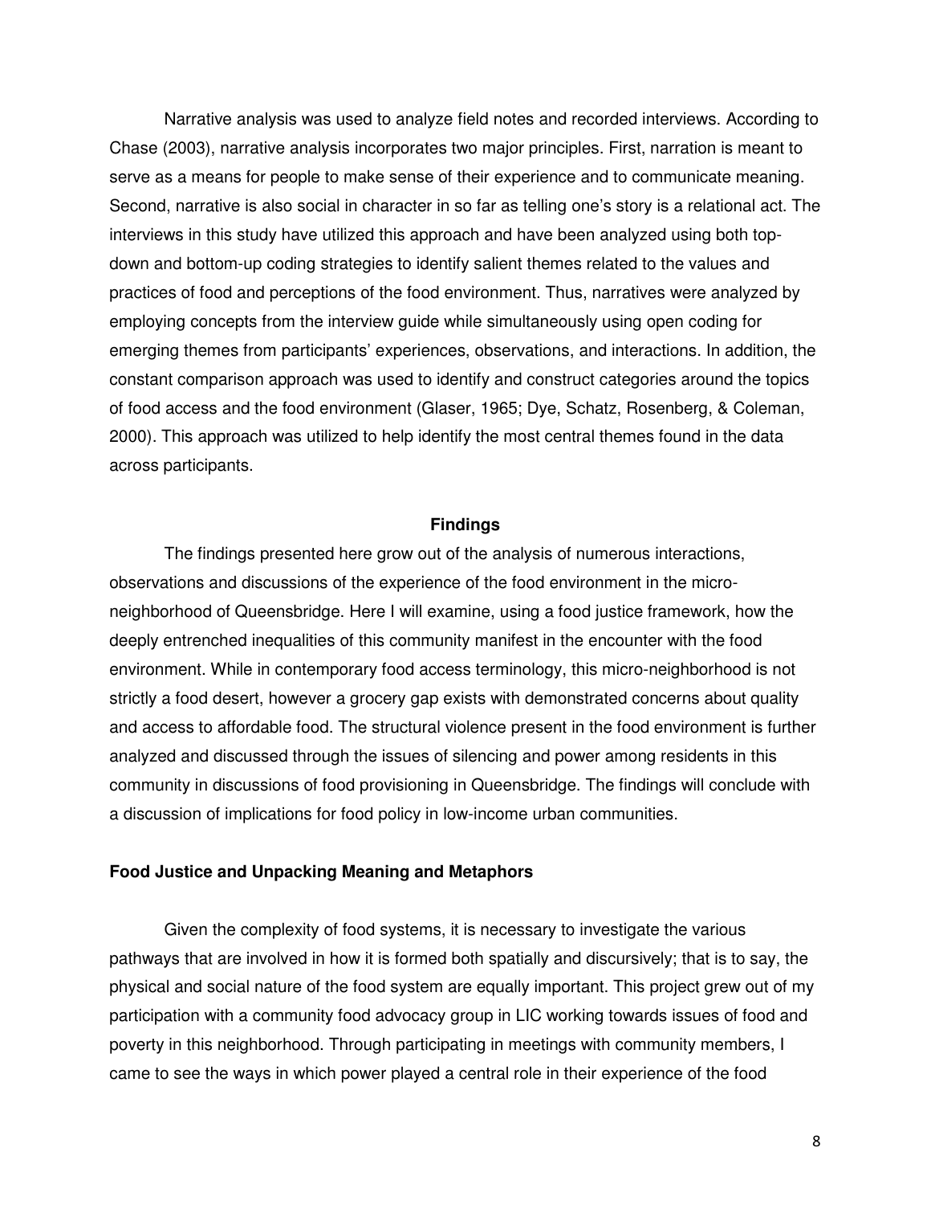Narrative analysis was used to analyze field notes and recorded interviews. According to Chase (2003), narrative analysis incorporates two major principles. First, narration is meant to serve as a means for people to make sense of their experience and to communicate meaning. Second, narrative is also social in character in so far as telling one's story is a relational act. The interviews in this study have utilized this approach and have been analyzed using both top-down and bottom-up coding strategies to identify salient themes related to the values and practices of food and perceptions of the food environment. Thus, narratives were analyzed by employing concepts from the interview guide while simultaneously using open coding for emerging themes from participants' experiences, observations, and interactions. In addition, the constant comparison approach was used to identify and construct categories around the topics of food access and the food environment (Glaser, 1965; Dye, Schatz, Rosenberg, & Coleman, 2000). This approach was utilized to help identify the most central themes found in the data across participants.

## Findings

The findings presented here grow out of the analysis of numerous interactions, observations and discussions of the experience of the food environment in the micro-neighborhood of Queensbridge. Here I will examine, using a food justice framework, how the deeply entrenched inequalities of this community manifest in the encounter with the food environment. While in contemporary food access terminology, this micro-neighborhood is not strictly a food desert, however a grocery gap exists with demonstrated concerns about quality and access to affordable food. The structural violence present in the food environment is further analyzed and discussed through the issues of silencing and power among residents in this community in discussions of food provisioning in Queensbridge. The findings will conclude with a discussion of implications for food policy in low-income urban communities.

### Food Justice and Unpacking Meaning and Metaphors

Given the complexity of food systems, it is necessary to investigate the various pathways that are involved in how it is formed both spatially and discursively; that is to say, the physical and social nature of the food system are equally important. This project grew out of my participation with a community food advocacy group in LIC working towards issues of food and poverty in this neighborhood. Through participating in meetings with community members, I came to see the ways in which power played a central role in their experience of the food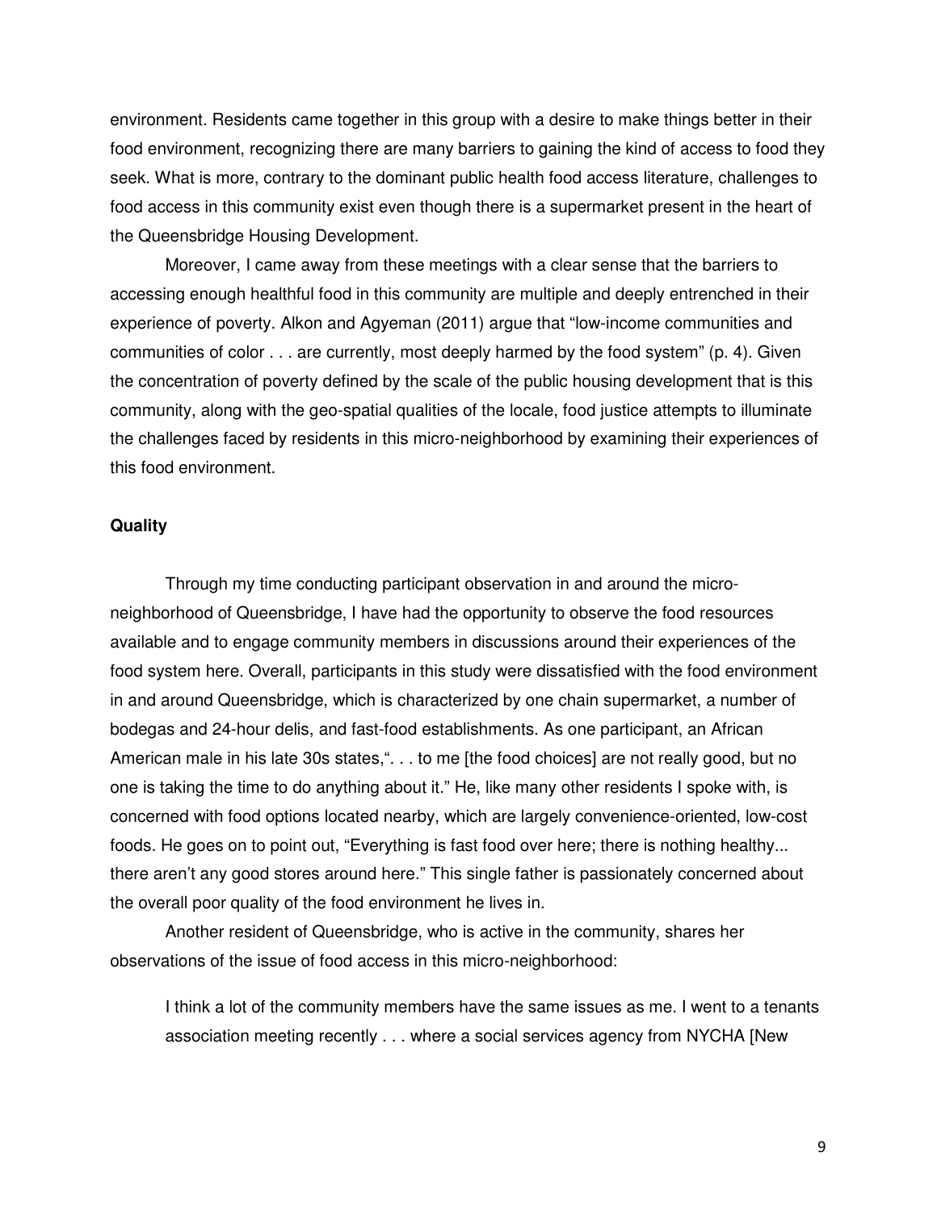environment. Residents came together in this group with a desire to make things better in their food environment, recognizing there are many barriers to gaining the kind of access to food they seek. What is more, contrary to the dominant public health food access literature, challenges to food access in this community exist even though there is a supermarket present in the heart of the Queensbridge Housing Development.

Moreover, I came away from these meetings with a clear sense that the barriers to accessing enough healthful food in this community are multiple and deeply entrenched in their experience of poverty. Alkon and Agyeman (2011) argue that "low-income communities and communities of color . . . are currently, most deeply harmed by the food system" (p. 4). Given the concentration of poverty defined by the scale of the public housing development that is this community, along with the geo-spatial qualities of the locale, food justice attempts to illuminate the challenges faced by residents in this micro-neighborhood by examining their experiences of this food environment.

### Quality

Through my time conducting participant observation in and around the micro-neighborhood of Queensbridge, I have had the opportunity to observe the food resources available and to engage community members in discussions around their experiences of the food system here. Overall, participants in this study were dissatisfied with the food environment in and around Queensbridge, which is characterized by one chain supermarket, a number of bodegas and 24-hour delis, and fast-food establishments. As one participant, an African American male in his late 30s states,". . . to me [the food choices] are not really good, but no one is taking the time to do anything about it." He, like many other residents I spoke with, is concerned with food options located nearby, which are largely convenience-oriented, low-cost foods. He goes on to point out, "Everything is fast food over here; there is nothing healthy... there aren't any good stores around here." This single father is passionately concerned about the overall poor quality of the food environment he lives in.

Another resident of Queensbridge, who is active in the community, shares her observations of the issue of food access in this micro-neighborhood:

> I think a lot of the community members have the same issues as me. I went to a tenants association meeting recently . . . where a social services agency from NYCHA [New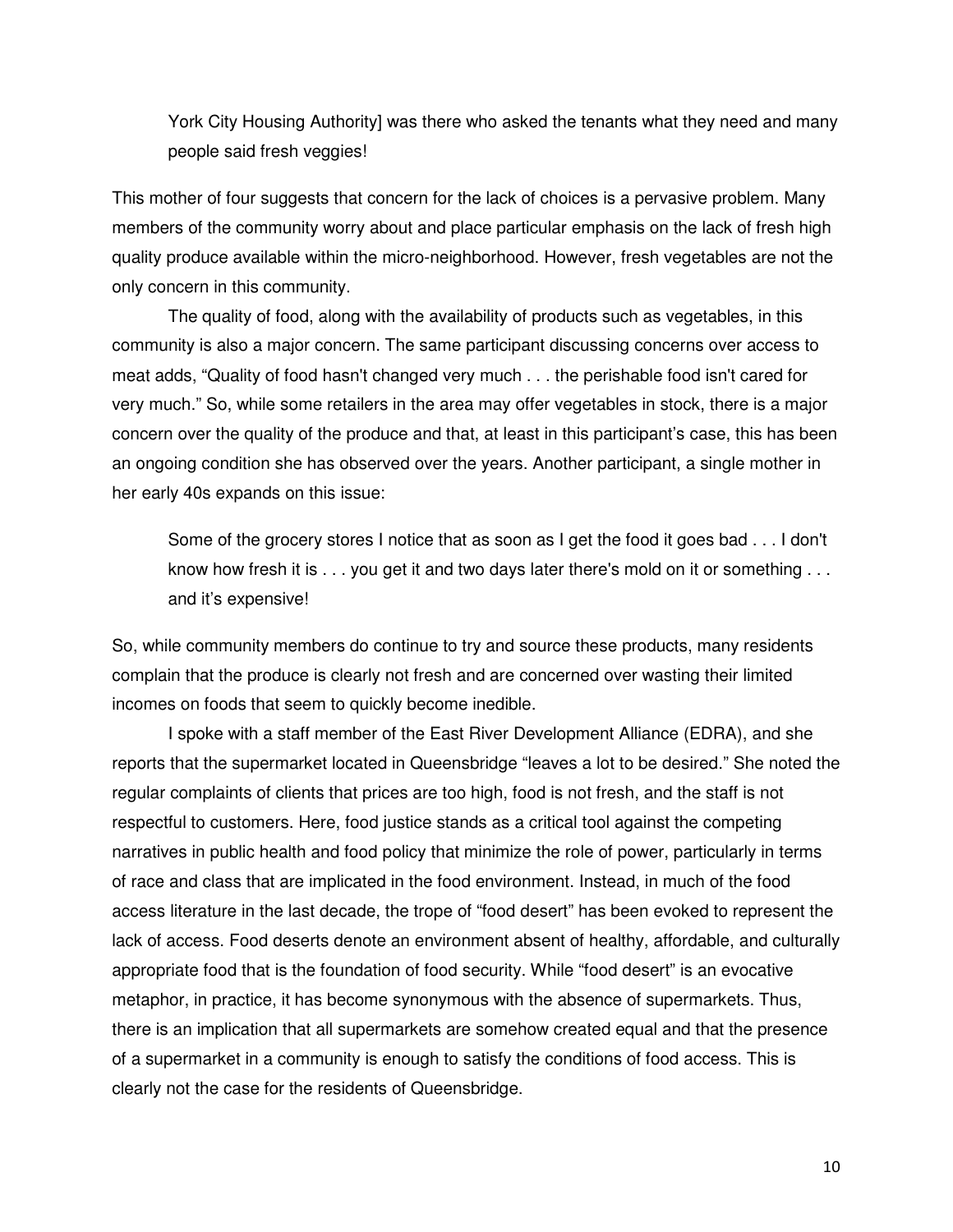> York City Housing Authority] was there who asked the tenants what they need and many people said fresh veggies!

This mother of four suggests that concern for the lack of choices is a pervasive problem. Many members of the community worry about and place particular emphasis on the lack of fresh high quality produce available within the micro-neighborhood. However, fresh vegetables are not the only concern in this community.

The quality of food, along with the availability of products such as vegetables, in this community is also a major concern. The same participant discussing concerns over access to meat adds, "Quality of food hasn't changed very much . . . the perishable food isn't cared for very much." So, while some retailers in the area may offer vegetables in stock, there is a major concern over the quality of the produce and that, at least in this participant's case, this has been an ongoing condition she has observed over the years. Another participant, a single mother in her early 40s expands on this issue:

> Some of the grocery stores I notice that as soon as I get the food it goes bad . . . I don't know how fresh it is . . . you get it and two days later there's mold on it or something . . . and it's expensive!

So, while community members do continue to try and source these products, many residents complain that the produce is clearly not fresh and are concerned over wasting their limited incomes on foods that seem to quickly become inedible.

I spoke with a staff member of the East River Development Alliance (EDRA), and she reports that the supermarket located in Queensbridge "leaves a lot to be desired." She noted the regular complaints of clients that prices are too high, food is not fresh, and the staff is not respectful to customers. Here, food justice stands as a critical tool against the competing narratives in public health and food policy that minimize the role of power, particularly in terms of race and class that are implicated in the food environment. Instead, in much of the food access literature in the last decade, the trope of "food desert" has been evoked to represent the lack of access. Food deserts denote an environment absent of healthy, affordable, and culturally appropriate food that is the foundation of food security. While "food desert" is an evocative metaphor, in practice, it has become synonymous with the absence of supermarkets. Thus, there is an implication that all supermarkets are somehow created equal and that the presence of a supermarket in a community is enough to satisfy the conditions of food access. This is clearly not the case for the residents of Queensbridge.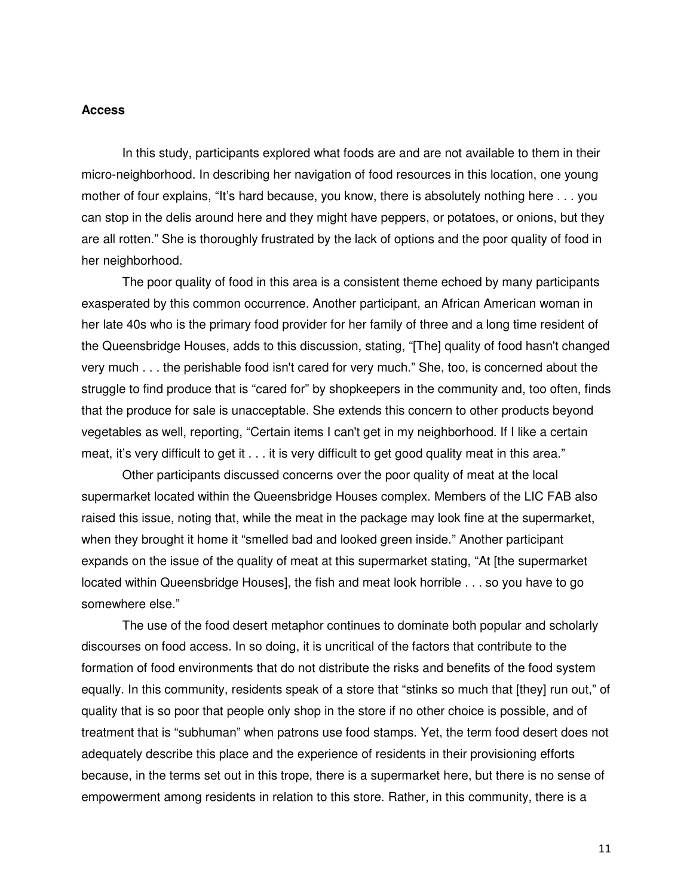**Access**

In this study, participants explored what foods are and are not available to them in their micro-neighborhood. In describing her navigation of food resources in this location, one young mother of four explains, "It's hard because, you know, there is absolutely nothing here . . . you can stop in the delis around here and they might have peppers, or potatoes, or onions, but they are all rotten." She is thoroughly frustrated by the lack of options and the poor quality of food in her neighborhood.

The poor quality of food in this area is a consistent theme echoed by many participants exasperated by this common occurrence. Another participant, an African American woman in her late 40s who is the primary food provider for her family of three and a long time resident of the Queensbridge Houses, adds to this discussion, stating, "[The] quality of food hasn't changed very much . . . the perishable food isn't cared for very much." She, too, is concerned about the struggle to find produce that is "cared for" by shopkeepers in the community and, too often, finds that the produce for sale is unacceptable. She extends this concern to other products beyond vegetables as well, reporting, "Certain items I can't get in my neighborhood. If I like a certain meat, it's very difficult to get it . . . it is very difficult to get good quality meat in this area."

Other participants discussed concerns over the poor quality of meat at the local supermarket located within the Queensbridge Houses complex. Members of the LIC FAB also raised this issue, noting that, while the meat in the package may look fine at the supermarket, when they brought it home it "smelled bad and looked green inside." Another participant expands on the issue of the quality of meat at this supermarket stating, "At [the supermarket located within Queensbridge Houses], the fish and meat look horrible . . . so you have to go somewhere else."

The use of the food desert metaphor continues to dominate both popular and scholarly discourses on food access. In so doing, it is uncritical of the factors that contribute to the formation of food environments that do not distribute the risks and benefits of the food system equally. In this community, residents speak of a store that "stinks so much that [they] run out," of quality that is so poor that people only shop in the store if no other choice is possible, and of treatment that is "subhuman" when patrons use food stamps. Yet, the term food desert does not adequately describe this place and the experience of residents in their provisioning efforts because, in the terms set out in this trope, there is a supermarket here, but there is no sense of empowerment among residents in relation to this store. Rather, in this community, there is a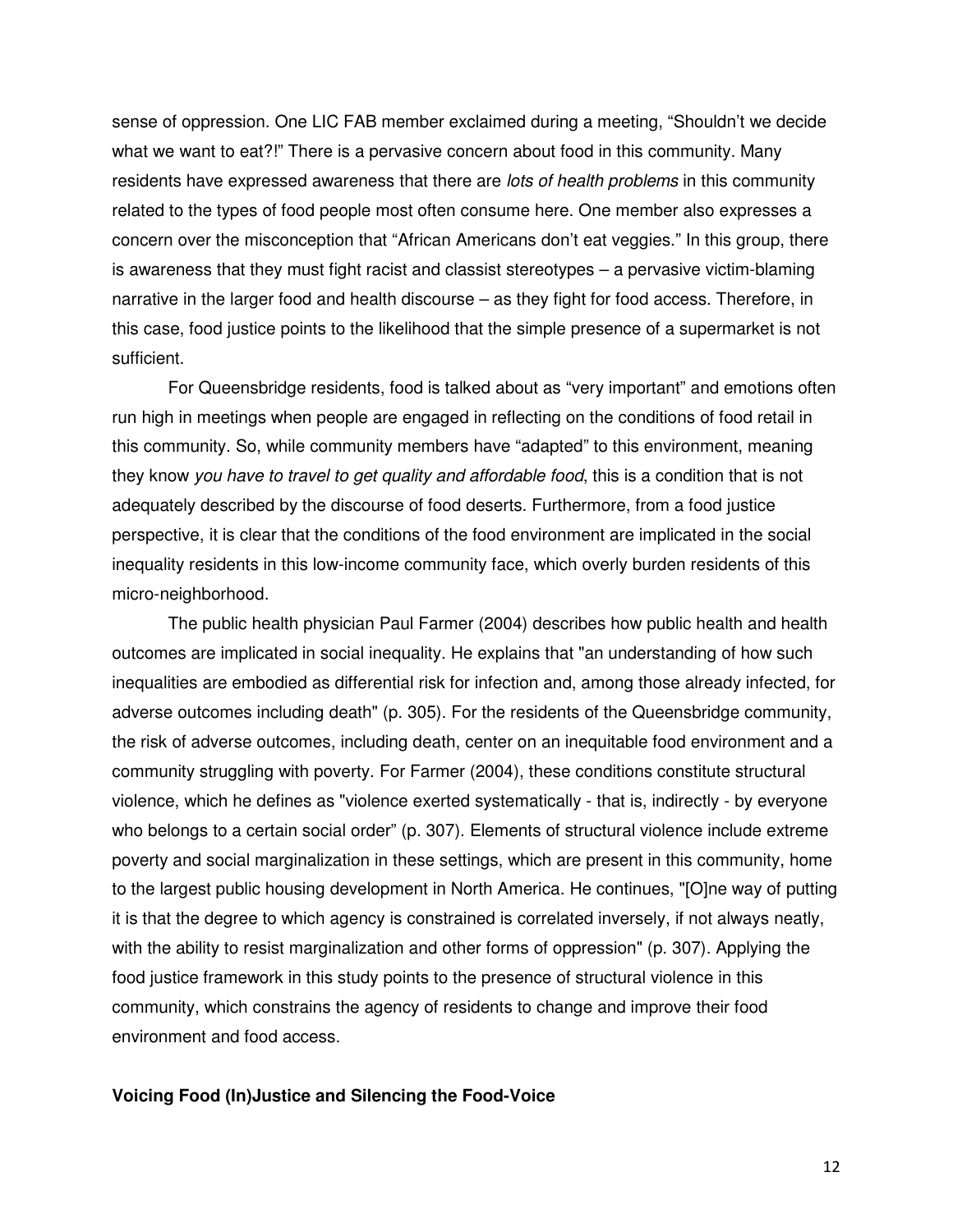sense of oppression. One LIC FAB member exclaimed during a meeting, "Shouldn't we decide what we want to eat?!" There is a pervasive concern about food in this community. Many residents have expressed awareness that there are *lots of health problems* in this community related to the types of food people most often consume here. One member also expresses a concern over the misconception that "African Americans don't eat veggies." In this group, there is awareness that they must fight racist and classist stereotypes – a pervasive victim-blaming narrative in the larger food and health discourse – as they fight for food access. Therefore, in this case, food justice points to the likelihood that the simple presence of a supermarket is not sufficient.

For Queensbridge residents, food is talked about as "very important" and emotions often run high in meetings when people are engaged in reflecting on the conditions of food retail in this community. So, while community members have "adapted" to this environment, meaning they know *you have to travel to get quality and affordable food*, this is a condition that is not adequately described by the discourse of food deserts. Furthermore, from a food justice perspective, it is clear that the conditions of the food environment are implicated in the social inequality residents in this low-income community face, which overly burden residents of this micro-neighborhood.

The public health physician Paul Farmer (2004) describes how public health and health outcomes are implicated in social inequality. He explains that "an understanding of how such inequalities are embodied as differential risk for infection and, among those already infected, for adverse outcomes including death" (p. 305). For the residents of the Queensbridge community, the risk of adverse outcomes, including death, center on an inequitable food environment and a community struggling with poverty. For Farmer (2004), these conditions constitute structural violence, which he defines as "violence exerted systematically - that is, indirectly - by everyone who belongs to a certain social order" (p. 307). Elements of structural violence include extreme poverty and social marginalization in these settings, which are present in this community, home to the largest public housing development in North America. He continues, "[O]ne way of putting it is that the degree to which agency is constrained is correlated inversely, if not always neatly, with the ability to resist marginalization and other forms of oppression" (p. 307). Applying the food justice framework in this study points to the presence of structural violence in this community, which constrains the agency of residents to change and improve their food environment and food access.

## Voicing Food (In)Justice and Silencing the Food-Voice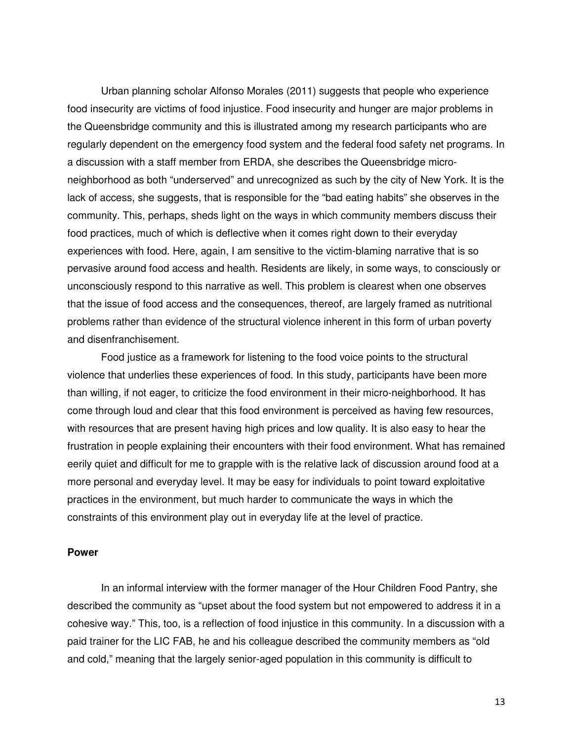Urban planning scholar Alfonso Morales (2011) suggests that people who experience food insecurity are victims of food injustice. Food insecurity and hunger are major problems in the Queensbridge community and this is illustrated among my research participants who are regularly dependent on the emergency food system and the federal food safety net programs. In a discussion with a staff member from ERDA, she describes the Queensbridge micro-neighborhood as both "underserved" and unrecognized as such by the city of New York. It is the lack of access, she suggests, that is responsible for the "bad eating habits" she observes in the community. This, perhaps, sheds light on the ways in which community members discuss their food practices, much of which is deflective when it comes right down to their everyday experiences with food. Here, again, I am sensitive to the victim-blaming narrative that is so pervasive around food access and health. Residents are likely, in some ways, to consciously or unconsciously respond to this narrative as well. This problem is clearest when one observes that the issue of food access and the consequences, thereof, are largely framed as nutritional problems rather than evidence of the structural violence inherent in this form of urban poverty and disenfranchisement.

Food justice as a framework for listening to the food voice points to the structural violence that underlies these experiences of food. In this study, participants have been more than willing, if not eager, to criticize the food environment in their micro-neighborhood. It has come through loud and clear that this food environment is perceived as having few resources, with resources that are present having high prices and low quality. It is also easy to hear the frustration in people explaining their encounters with their food environment. What has remained eerily quiet and difficult for me to grapple with is the relative lack of discussion around food at a more personal and everyday level. It may be easy for individuals to point toward exploitative practices in the environment, but much harder to communicate the ways in which the constraints of this environment play out in everyday life at the level of practice.

**Power**

In an informal interview with the former manager of the Hour Children Food Pantry, she described the community as "upset about the food system but not empowered to address it in a cohesive way." This, too, is a reflection of food injustice in this community. In a discussion with a paid trainer for the LIC FAB, he and his colleague described the community members as "old and cold," meaning that the largely senior-aged population in this community is difficult to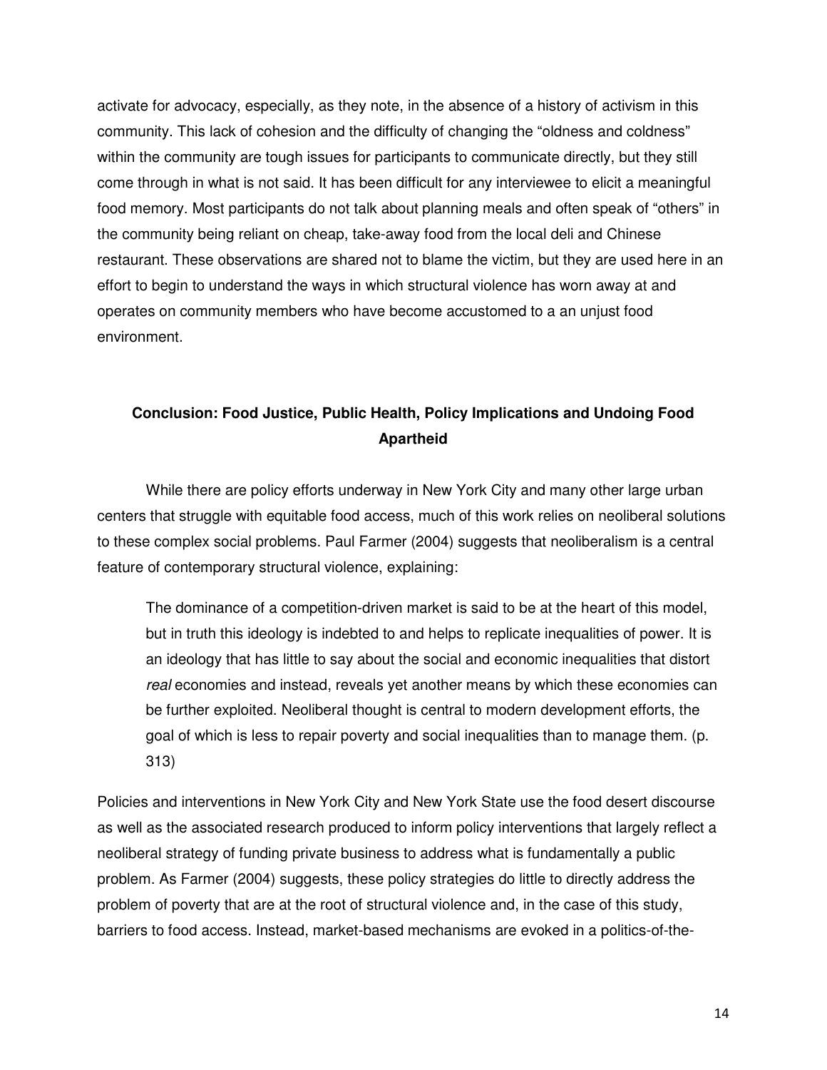activate for advocacy, especially, as they note, in the absence of a history of activism in this community. This lack of cohesion and the difficulty of changing the "oldness and coldness" within the community are tough issues for participants to communicate directly, but they still come through in what is not said. It has been difficult for any interviewee to elicit a meaningful food memory. Most participants do not talk about planning meals and often speak of "others" in the community being reliant on cheap, take-away food from the local deli and Chinese restaurant. These observations are shared not to blame the victim, but they are used here in an effort to begin to understand the ways in which structural violence has worn away at and operates on community members who have become accustomed to a an unjust food environment.

## Conclusion: Food Justice, Public Health, Policy Implications and Undoing Food Apartheid

While there are policy efforts underway in New York City and many other large urban centers that struggle with equitable food access, much of this work relies on neoliberal solutions to these complex social problems. Paul Farmer (2004) suggests that neoliberalism is a central feature of contemporary structural violence, explaining:

> The dominance of a competition-driven market is said to be at the heart of this model, but in truth this ideology is indebted to and helps to replicate inequalities of power. It is an ideology that has little to say about the social and economic inequalities that distort *real* economies and instead, reveals yet another means by which these economies can be further exploited. Neoliberal thought is central to modern development efforts, the goal of which is less to repair poverty and social inequalities than to manage them. (p. 313)

Policies and interventions in New York City and New York State use the food desert discourse as well as the associated research produced to inform policy interventions that largely reflect a neoliberal strategy of funding private business to address what is fundamentally a public problem. As Farmer (2004) suggests, these policy strategies do little to directly address the problem of poverty that are at the root of structural violence and, in the case of this study, barriers to food access. Instead, market-based mechanisms are evoked in a politics-of-the-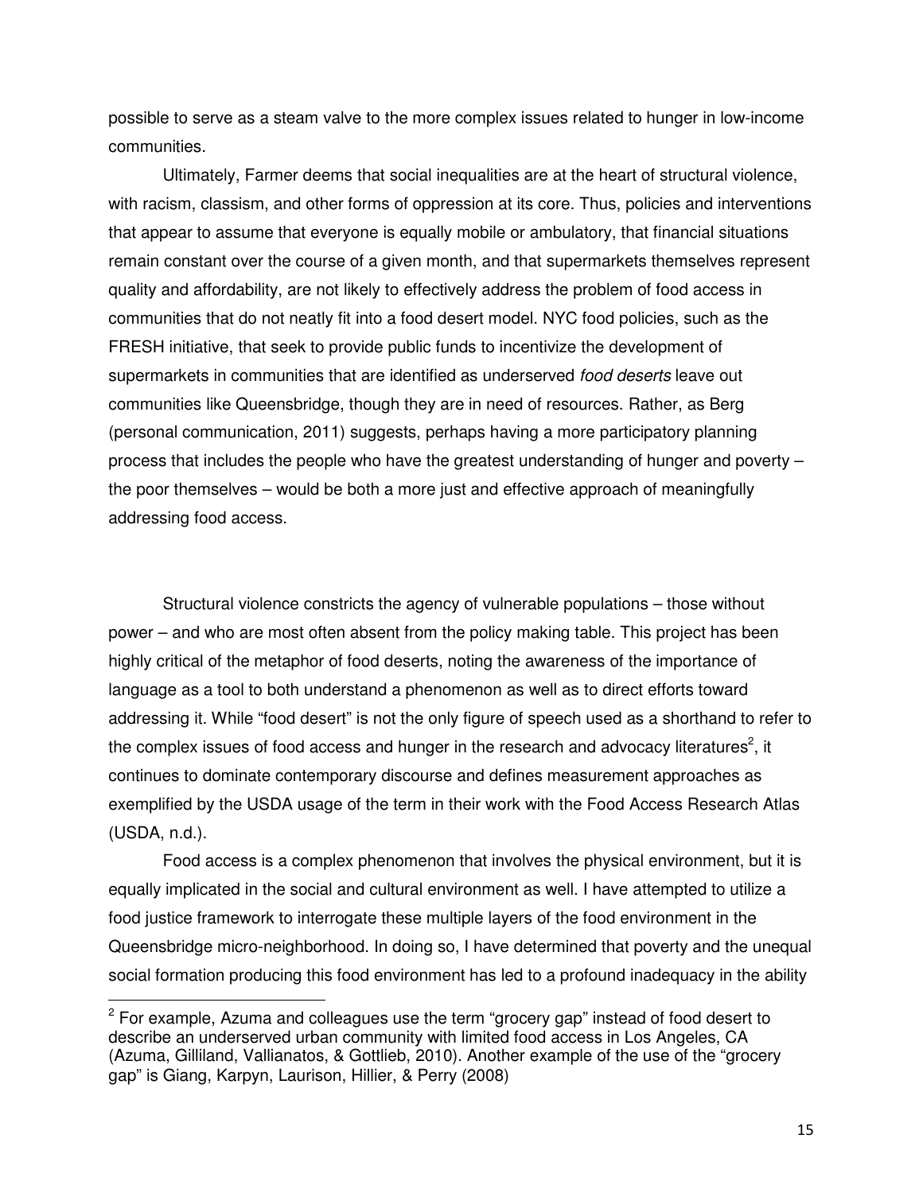possible to serve as a steam valve to the more complex issues related to hunger in low-income communities.

Ultimately, Farmer deems that social inequalities are at the heart of structural violence, with racism, classism, and other forms of oppression at its core. Thus, policies and interventions that appear to assume that everyone is equally mobile or ambulatory, that financial situations remain constant over the course of a given month, and that supermarkets themselves represent quality and affordability, are not likely to effectively address the problem of food access in communities that do not neatly fit into a food desert model. NYC food policies, such as the FRESH initiative, that seek to provide public funds to incentivize the development of supermarkets in communities that are identified as underserved *food deserts* leave out communities like Queensbridge, though they are in need of resources. Rather, as Berg (personal communication, 2011) suggests, perhaps having a more participatory planning process that includes the people who have the greatest understanding of hunger and poverty – the poor themselves – would be both a more just and effective approach of meaningfully addressing food access.

Structural violence constricts the agency of vulnerable populations – those without power – and who are most often absent from the policy making table. This project has been highly critical of the metaphor of food deserts, noting the awareness of the importance of language as a tool to both understand a phenomenon as well as to direct efforts toward addressing it. While "food desert" is not the only figure of speech used as a shorthand to refer to the complex issues of food access and hunger in the research and advocacy literatures[2], it continues to dominate contemporary discourse and defines measurement approaches as exemplified by the USDA usage of the term in their work with the Food Access Research Atlas (USDA, n.d.).

Food access is a complex phenomenon that involves the physical environment, but it is equally implicated in the social and cultural environment as well. I have attempted to utilize a food justice framework to interrogate these multiple layers of the food environment in the Queensbridge micro-neighborhood. In doing so, I have determined that poverty and the unequal social formation producing this food environment has led to a profound inadequacy in the ability

[2] For example, Azuma and colleagues use the term "grocery gap" instead of food desert to describe an underserved urban community with limited food access in Los Angeles, CA (Azuma, Gilliland, Vallianatos, & Gottlieb, 2010). Another example of the use of the "grocery gap" is Giang, Karpyn, Laurison, Hillier, & Perry (2008)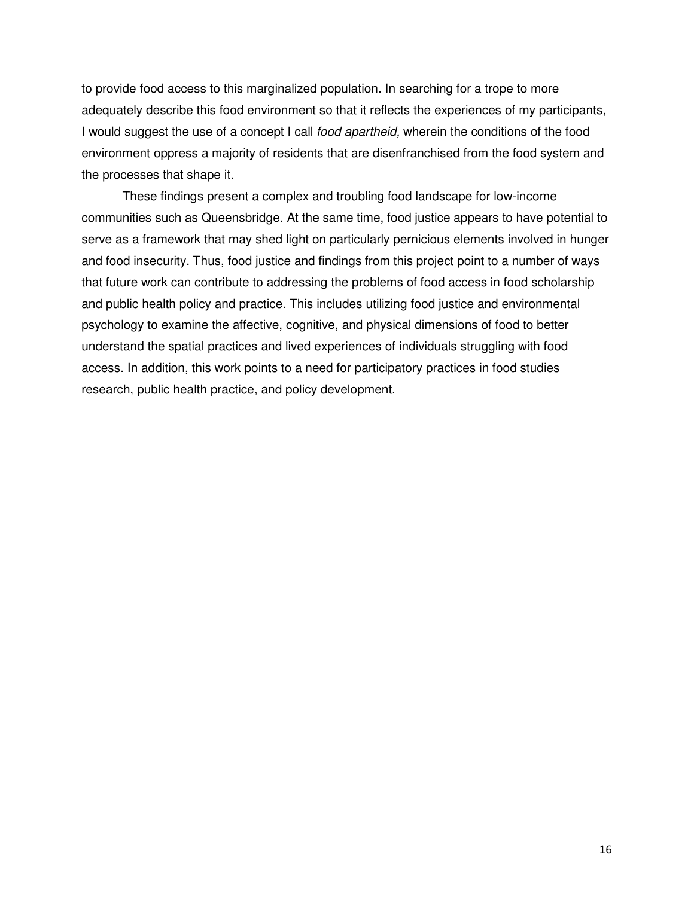to provide food access to this marginalized population. In searching for a trope to more adequately describe this food environment so that it reflects the experiences of my participants, I would suggest the use of a concept I call *food apartheid,* wherein the conditions of the food environment oppress a majority of residents that are disenfranchised from the food system and the processes that shape it.

These findings present a complex and troubling food landscape for low-income communities such as Queensbridge. At the same time, food justice appears to have potential to serve as a framework that may shed light on particularly pernicious elements involved in hunger and food insecurity. Thus, food justice and findings from this project point to a number of ways that future work can contribute to addressing the problems of food access in food scholarship and public health policy and practice. This includes utilizing food justice and environmental psychology to examine the affective, cognitive, and physical dimensions of food to better understand the spatial practices and lived experiences of individuals struggling with food access. In addition, this work points to a need for participatory practices in food studies research, public health practice, and policy development.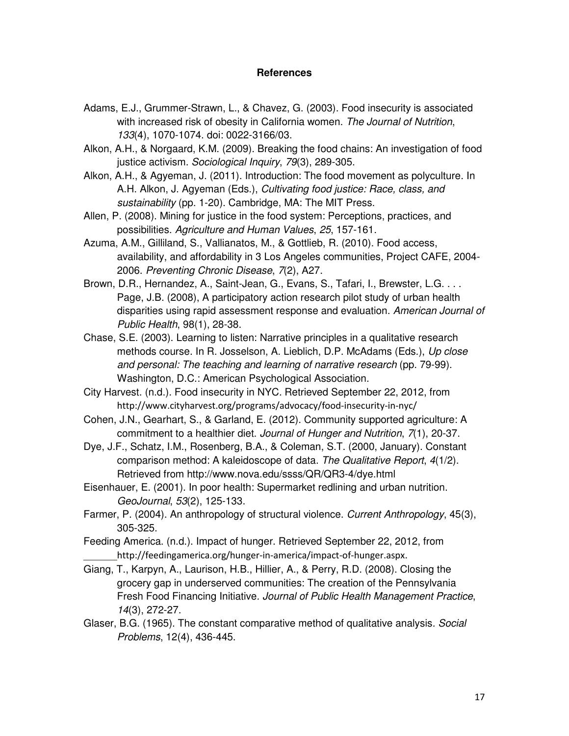# References

Adams, E.J., Grummer-Strawn, L., & Chavez, G. (2003). Food insecurity is associated with increased risk of obesity in California women. *The Journal of Nutrition*, *133*(4), 1070-1074. doi: 0022-3166/03.

Alkon, A.H., & Norgaard, K.M. (2009). Breaking the food chains: An investigation of food justice activism. *Sociological Inquiry*, *79*(3), 289-305.

Alkon, A.H., & Agyeman, J. (2011). Introduction: The food movement as polyculture. In A.H. Alkon, J. Agyeman (Eds.), *Cultivating food justice: Race, class, and sustainability* (pp. 1-20). Cambridge, MA: The MIT Press.

Allen, P. (2008). Mining for justice in the food system: Perceptions, practices, and possibilities. *Agriculture and Human Values*, *25*, 157-161.

Azuma, A.M., Gilliland, S., Vallianatos, M., & Gottlieb, R. (2010). Food access, availability, and affordability in 3 Los Angeles communities, Project CAFE, 2004-2006. *Preventing Chronic Disease*, *7*(2), A27.

Brown, D.R., Hernandez, A., Saint-Jean, G., Evans, S., Tafari, I., Brewster, L.G. . . . Page, J.B. (2008), A participatory action research pilot study of urban health disparities using rapid assessment response and evaluation. *American Journal of Public Health*, 98(1), 28-38.

Chase, S.E. (2003). Learning to listen: Narrative principles in a qualitative research methods course. In R. Josselson, A. Lieblich, D.P. McAdams (Eds.), *Up close and personal: The teaching and learning of narrative research* (pp. 79-99). Washington, D.C.: American Psychological Association.

City Harvest. (n.d.). Food insecurity in NYC. Retrieved September 22, 2012, from http://www.cityharvest.org/programs/advocacy/food-insecurity-in-nyc/

Cohen, J.N., Gearhart, S., & Garland, E. (2012). Community supported agriculture: A commitment to a healthier diet. *Journal of Hunger and Nutrition*, *7*(1), 20-37.

Dye, J.F., Schatz, I.M., Rosenberg, B.A., & Coleman, S.T. (2000, January). Constant comparison method: A kaleidoscope of data. *The Qualitative Report*, *4*(1/2). Retrieved from http://www.nova.edu/ssss/QR/QR3-4/dye.html

Eisenhauer, E. (2001). In poor health: Supermarket redlining and urban nutrition. *GeoJournal*, *53*(2), 125-133.

Farmer, P. (2004). An anthropology of structural violence. *Current Anthropology*, 45(3), 305-325.

Feeding America. (n.d.). Impact of hunger. Retrieved September 22, 2012, from http://feedingamerica.org/hunger-in-america/impact-of-hunger.aspx.

Giang, T., Karpyn, A., Laurison, H.B., Hillier, A., & Perry, R.D. (2008). Closing the grocery gap in underserved communities: The creation of the Pennsylvania Fresh Food Financing Initiative*. Journal of Public Health Management Practice*, *14*(3), 272-27.

Glaser, B.G. (1965). The constant comparative method of qualitative analysis. *Social Problems*, 12(4), 436-445.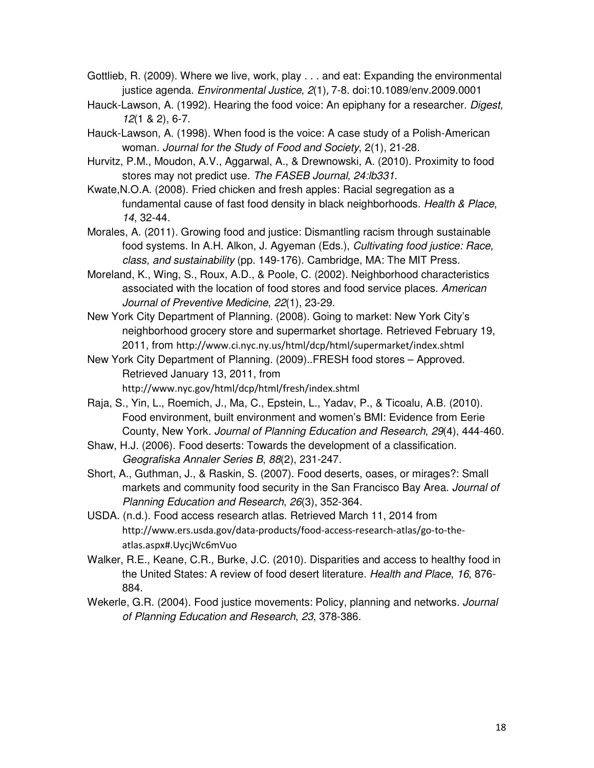Gottlieb, R. (2009). Where we live, work, play . . . and eat: Expanding the environmental justice agenda. *Environmental Justice, 2*(1), 7-8. doi:10.1089/env.2009.0001

Hauck-Lawson, A. (1992). Hearing the food voice: An epiphany for a researcher. *Digest*, *12*(1 & 2), 6-7.

Hauck-Lawson, A. (1998). When food is the voice: A case study of a Polish-American woman. *Journal for the Study of Food and Society*, 2(1), 21-28.

Hurvitz, P.M., Moudon, A.V., Aggarwal, A., & Drewnowski, A. (2010). Proximity to food stores may not predict use. *The FASEB Journal*, *24:lb331*.

Kwate,N.O.A. (2008). Fried chicken and fresh apples: Racial segregation as a fundamental cause of fast food density in black neighborhoods. *Health & Place*, *14*, 32-44.

Morales, A. (2011). Growing food and justice: Dismantling racism through sustainable food systems. In A.H. Alkon, J. Agyeman (Eds.), *Cultivating food justice: Race, class, and sustainability* (pp. 149-176). Cambridge, MA: The MIT Press.

Moreland, K., Wing, S., Roux, A.D., & Poole, C. (2002). Neighborhood characteristics associated with the location of food stores and food service places. *American Journal of Preventive Medicine*, *22*(1), 23-29.

New York City Department of Planning. (2008). Going to market: New York City's neighborhood grocery store and supermarket shortage. Retrieved February 19, 2011, from http://www.ci.nyc.ny.us/html/dcp/html/supermarket/index.shtml

New York City Department of Planning. (2009)..FRESH food stores – Approved. Retrieved January 13, 2011, from http://www.nyc.gov/html/dcp/html/fresh/index.shtml

Raja, S., Yin, L., Roemich, J., Ma, C., Epstein, L., Yadav, P., & Ticoalu, A.B. (2010). Food environment, built environment and women's BMI: Evidence from Eerie County, New York. *Journal of Planning Education and Research*, *29*(4), 444-460.

Shaw, H.J. (2006). Food deserts: Towards the development of a classification. *Geografiska Annaler Series B*, *88*(2), 231-247.

Short, A., Guthman, J., & Raskin, S. (2007). Food deserts, oases, or mirages?: Small markets and community food security in the San Francisco Bay Area. *Journal of Planning Education and Research*, *26*(3), 352-364.

USDA. (n.d.). Food access research atlas. Retrieved March 11, 2014 from http://www.ers.usda.gov/data-products/food-access-research-atlas/go-to-the-atlas.aspx#.UycjWc6mVuo

Walker, R.E., Keane, C.R., Burke, J.C. (2010). Disparities and access to healthy food in the United States: A review of food desert literature. *Health and Place*, *16*, 876-884.

Wekerle, G.R. (2004). Food justice movements: Policy, planning and networks. *Journal of Planning Education and Research*, *23*, 378-386.